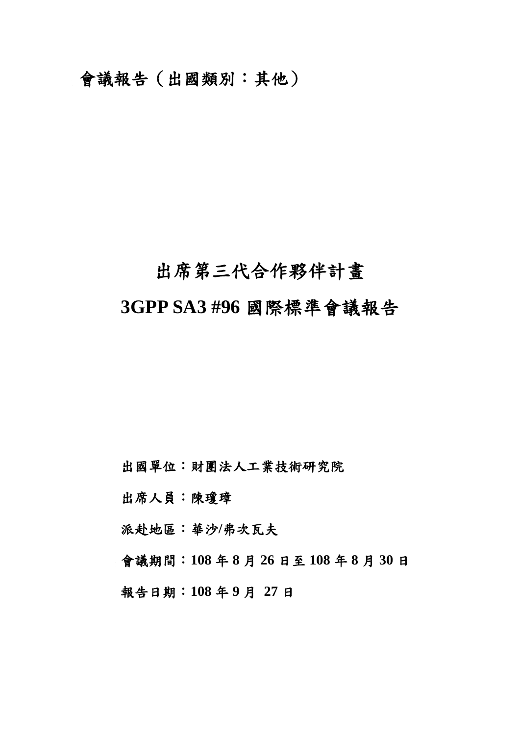會議報告（出國類別：其他）

# 出席第三代合作夥伴計畫
# 3GPP SA3 #96 國際標準會議報告

**出國單位：財團法人工業技術研究院**

**出席人員：陳瓊璋**

**派赴地區：華沙/弗次瓦夫**

**會議期間：108 年 8 月 26 日至 108 年 8 月 30 日**

**報告日期：108 年 9 月 27 日**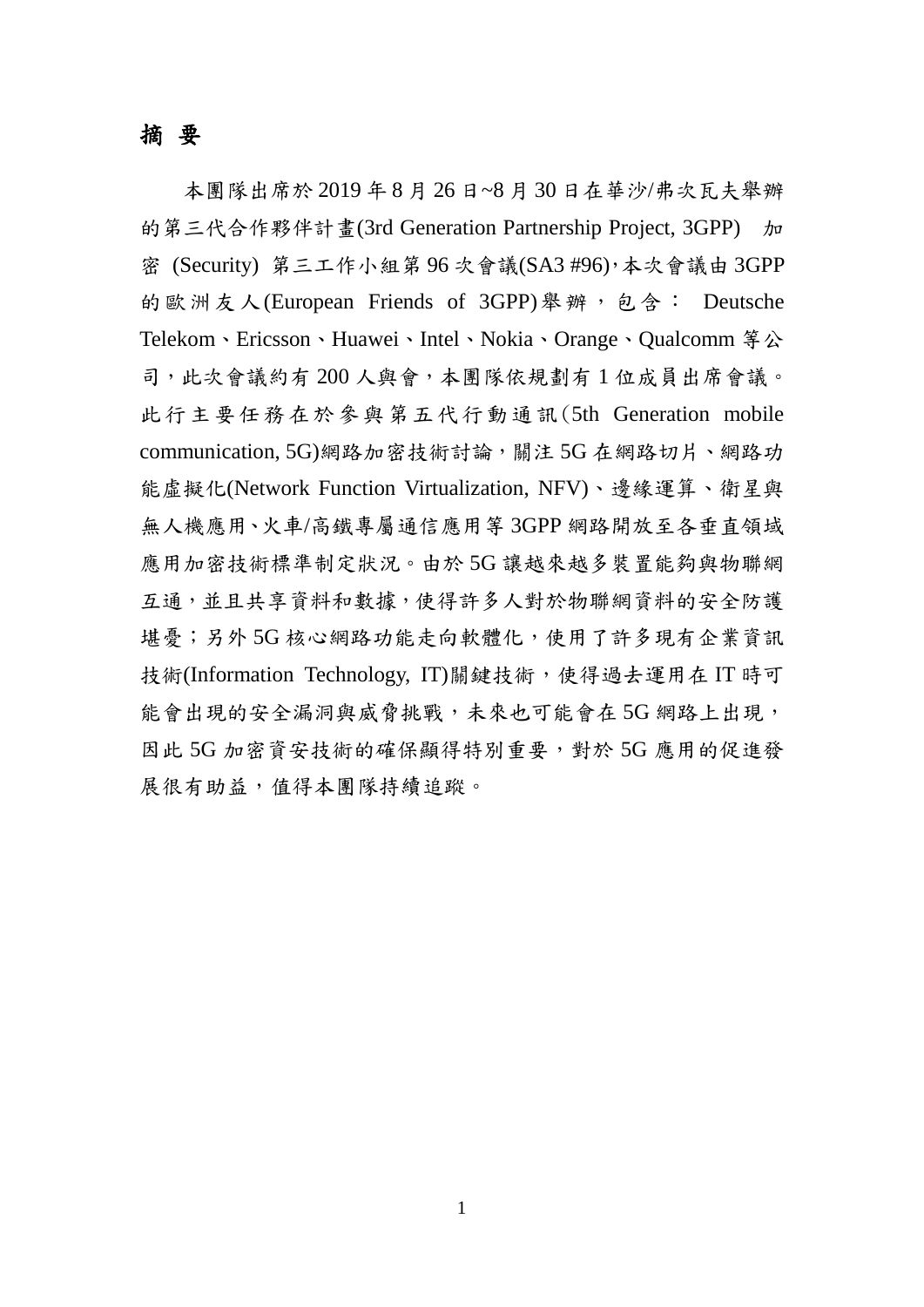# 摘 要

本團隊出席於 2019 年 8 月 26 日~8 月 30 日在華沙/弗次瓦夫舉辦的第三代合作夥伴計畫(3rd Generation Partnership Project, 3GPP) 加密 (Security) 第三工作小組第 96 次會議(SA3 #96)，本次會議由 3GPP 的歐洲友人(European Friends of 3GPP)舉辦，包含： Deutsche Telekom、Ericsson、Huawei、Intel、Nokia、Orange、Qualcomm 等公司，此次會議約有 200 人與會，本團隊依規劃有 1 位成員出席會議。此行主要任務在於參與第五代行動通訊(5th Generation mobile communication, 5G)網路加密技術討論，關注 5G 在網路切片、網路功能虛擬化(Network Function Virtualization, NFV)、邊緣運算、衛星與無人機應用、火車/高鐵專屬通信應用等 3GPP 網路開放至各垂直領域應用加密技術標準制定狀況。由於 5G 讓越來越多裝置能夠與物聯網互通，並且共享資料和數據，使得許多人對於物聯網資料的安全防護堪憂；另外 5G 核心網路功能走向軟體化，使用了許多現有企業資訊技術(Information Technology, IT)關鍵技術，使得過去運用在 IT 時可能會出現的安全漏洞與威脅挑戰，未來也可能會在 5G 網路上出現，因此 5G 加密資安技術的確保顯得特別重要，對於 5G 應用的促進發展很有助益，值得本團隊持續追蹤。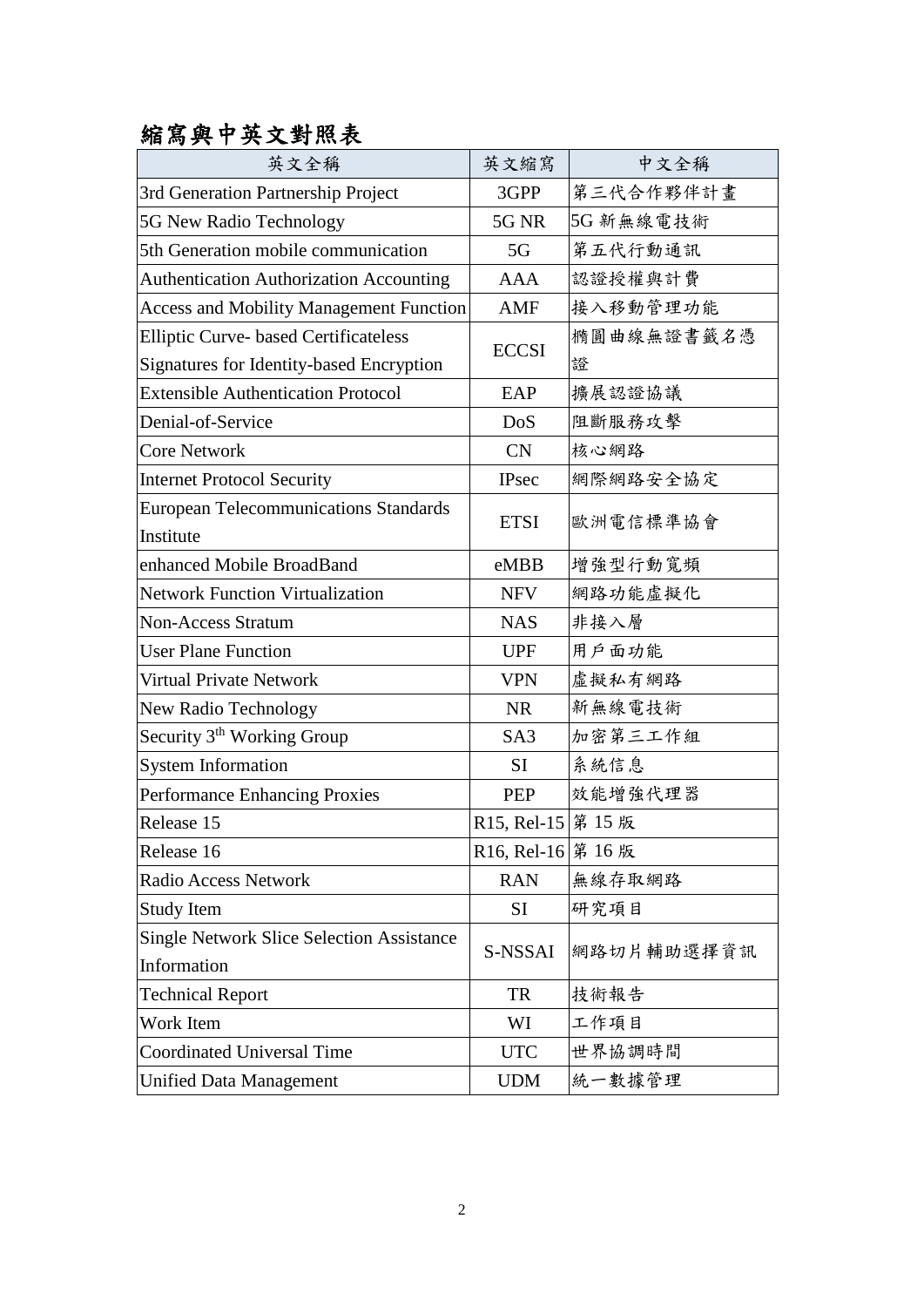# 縮寫與中英文對照表

| 英文全稱 | 英文縮寫 | 中文全稱 |
|---|---|---|
| 3rd Generation Partnership Project | 3GPP | 第三代合作夥伴計畫 |
| 5G New Radio Technology | 5G NR | 5G 新無線電技術 |
| 5th Generation mobile communication | 5G | 第五代行動通訊 |
| Authentication Authorization Accounting | AAA | 認證授權與計費 |
| Access and Mobility Management Function | AMF | 接入移動管理功能 |
| Elliptic Curve- based Certificateless Signatures for Identity-based Encryption | ECCSI | 橢圓曲線無證書籤名憑證 |
| Extensible Authentication Protocol | EAP | 擴展認證協議 |
| Denial-of-Service | DoS | 阻斷服務攻擊 |
| Core Network | CN | 核心網路 |
| Internet Protocol Security | IPsec | 網際網路安全協定 |
| European Telecommunications Standards Institute | ETSI | 歐洲電信標準協會 |
| enhanced Mobile BroadBand | eMBB | 增強型行動寬頻 |
| Network Function Virtualization | NFV | 網路功能虛擬化 |
| Non-Access Stratum | NAS | 非接入層 |
| User Plane Function | UPF | 用戶面功能 |
| Virtual Private Network | VPN | 虛擬私有網路 |
| New Radio Technology | NR | 新無線電技術 |
| Security 3th Working Group | SA3 | 加密第三工作組 |
| System Information | SI | 系統信息 |
| Performance Enhancing Proxies | PEP | 效能增強代理器 |
| Release 15 | R15, Rel-15 | 第 15 版 |
| Release 16 | R16, Rel-16 | 第 16 版 |
| Radio Access Network | RAN | 無線存取網路 |
| Study Item | SI | 研究項目 |
| Single Network Slice Selection Assistance Information | S-NSSAI | 網路切片輔助選擇資訊 |
| Technical Report | TR | 技術報告 |
| Work Item | WI | 工作項目 |
| Coordinated Universal Time | UTC | 世界協調時間 |
| Unified Data Management | UDM | 統一數據管理 |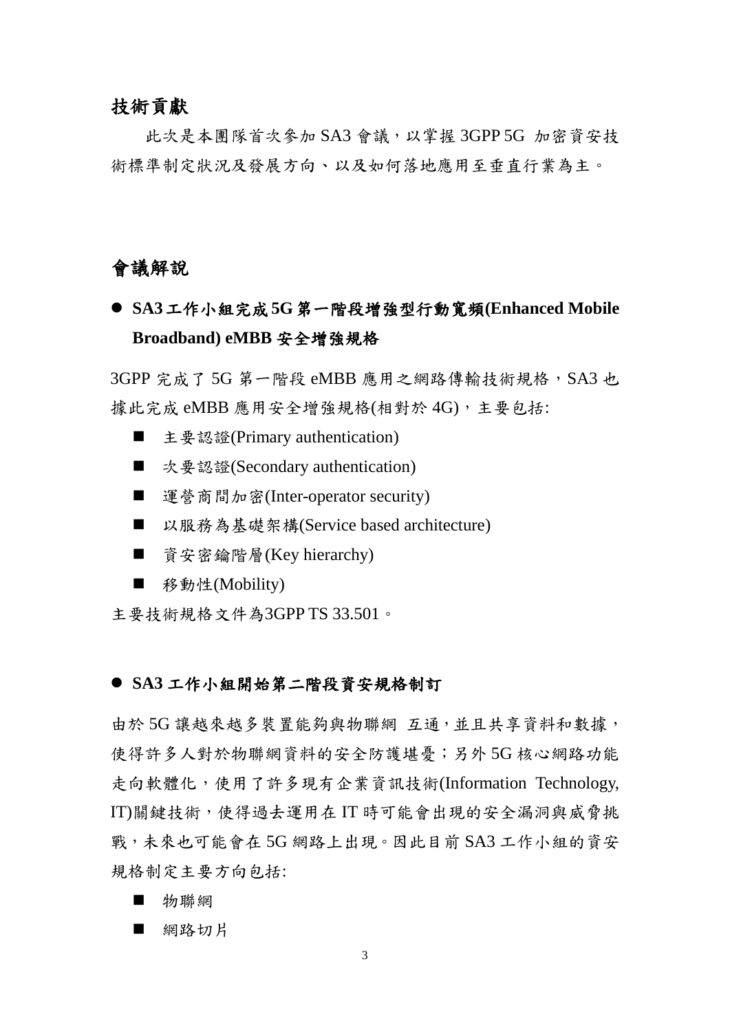## 技術貢獻

此次是本團隊首次參加 SA3 會議，以掌握 3GPP 5G 加密資安技術標準制定狀況及發展方向、以及如何落地應用至垂直行業為主。

## 會議解說

- **SA3 工作小組完成 5G 第一階段增強型行動寬頻(Enhanced Mobile Broadband) eMBB 安全增強規格**

3GPP 完成了 5G 第一階段 eMBB 應用之網路傳輸技術規格，SA3 也據此完成 eMBB 應用安全增強規格(相對於 4G)，主要包括:

- 主要認證(Primary authentication)
- 次要認證(Secondary authentication)
- 運營商間加密(Inter-operator security)
- 以服務為基礎架構(Service based architecture)
- 資安密鑰階層(Key hierarchy)
- 移動性(Mobility)

主要技術規格文件為3GPP TS 33.501。

- **SA3 工作小組開始第二階段資安規格制訂**

由於 5G 讓越來越多裝置能夠與物聯網 互通，並且共享資料和數據，使得許多人對於物聯網資料的安全防護堪憂；另外 5G 核心網路功能走向軟體化，使用了許多現有企業資訊技術(Information Technology, IT)關鍵技術，使得過去運用在 IT 時可能會出現的安全漏洞與威脅挑戰，未來也可能會在 5G 網路上出現。因此目前 SA3 工作小組的資安規格制定主要方向包括:

- 物聯網
- 網路切片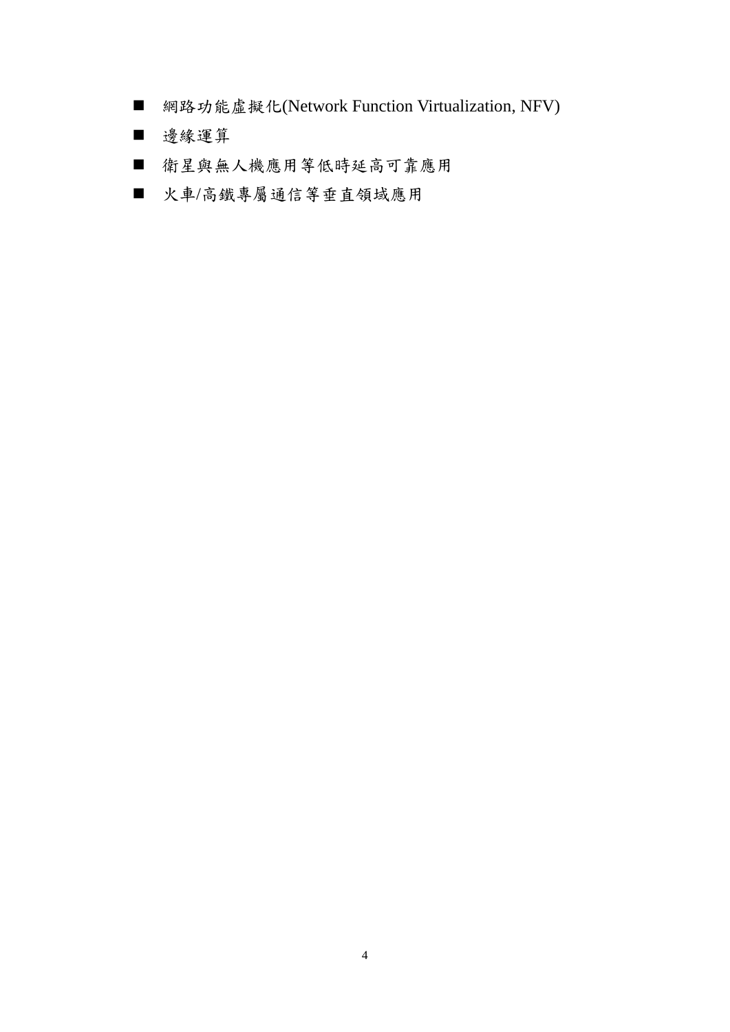- 網路功能虛擬化(Network Function Virtualization, NFV)
- 邊緣運算
- 衛星與無人機應用等低時延高可靠應用
- 火車/高鐵專屬通信等垂直領域應用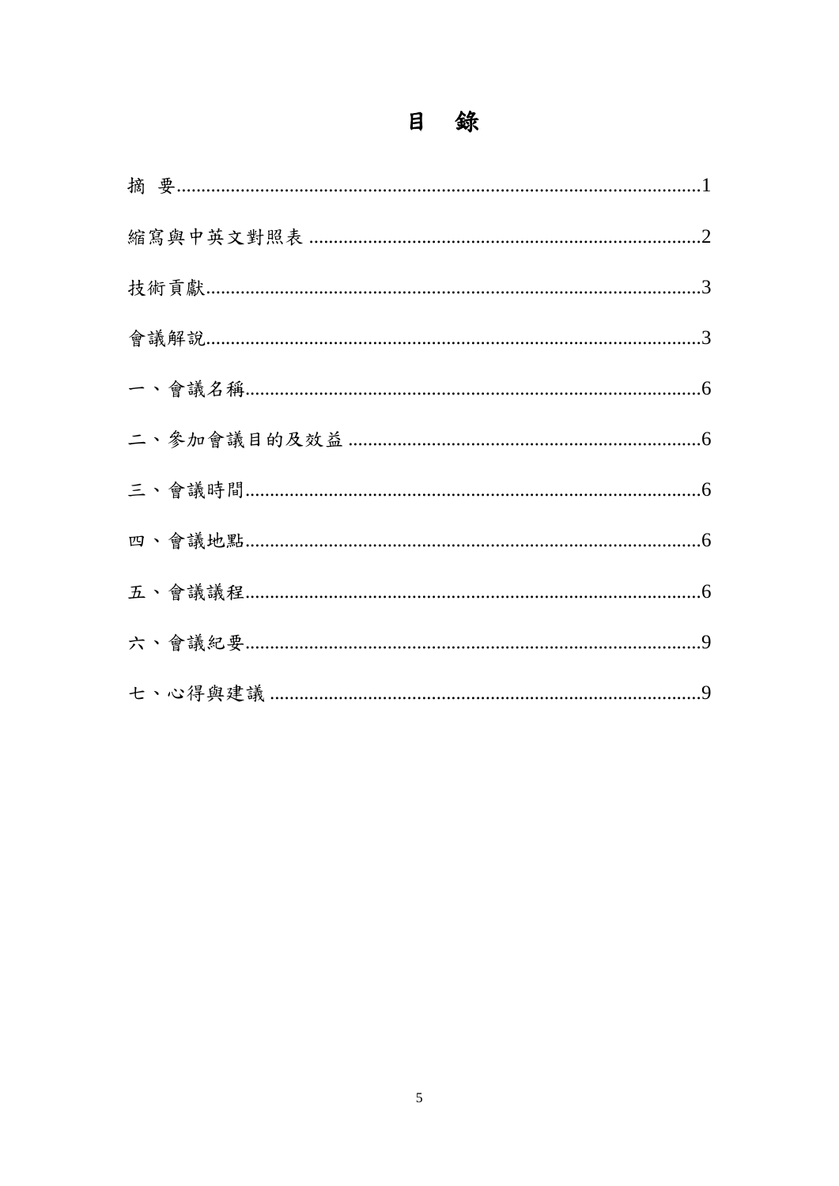# 目　錄

摘　要 ........................................................................................................1

縮寫與中英文對照表 ...............................................................................2

技術貢獻.......................................................................................................3

會議解說.......................................................................................................3

一、會議名稱.................................................................................................6

二、參加會議目的及效益 ..........................................................................6

三、會議時間.................................................................................................6

四、會議地點.................................................................................................6

五、會議議程.................................................................................................6

六、會議紀要.................................................................................................9

七、心得與建議 ...........................................................................................9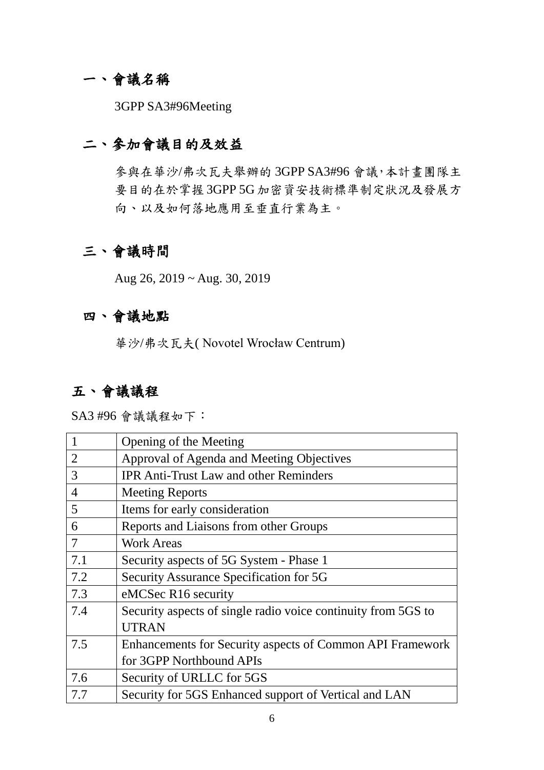## 一、會議名稱

3GPP SA3#96Meeting

## 二、參加會議目的及效益

參與在華沙/弗次瓦夫舉辦的 3GPP SA3#96 會議，本計畫團隊主要目的在於掌握 3GPP 5G 加密資安技術標準制定狀況及發展方向、以及如何落地應用至垂直行業為主。

## 三、會議時間

Aug 26, 2019 ~ Aug. 30, 2019

## 四、會議地點

華沙/弗次瓦夫( Novotel Wrocław Centrum)

## 五、會議議程

SA3 #96 會議議程如下：

| | |
|---|---|
| 1 | Opening of the Meeting |
| 2 | Approval of Agenda and Meeting Objectives |
| 3 | IPR Anti-Trust Law and other Reminders |
| 4 | Meeting Reports |
| 5 | Items for early consideration |
| 6 | Reports and Liaisons from other Groups |
| 7 | Work Areas |
| 7.1 | Security aspects of 5G System - Phase 1 |
| 7.2 | Security Assurance Specification for 5G |
| 7.3 | eMCSec R16 security |
| 7.4 | Security aspects of single radio voice continuity from 5GS to UTRAN |
| 7.5 | Enhancements for Security aspects of Common API Framework for 3GPP Northbound APIs |
| 7.6 | Security of URLLC for 5GS |
| 7.7 | Security for 5GS Enhanced support of Vertical and LAN |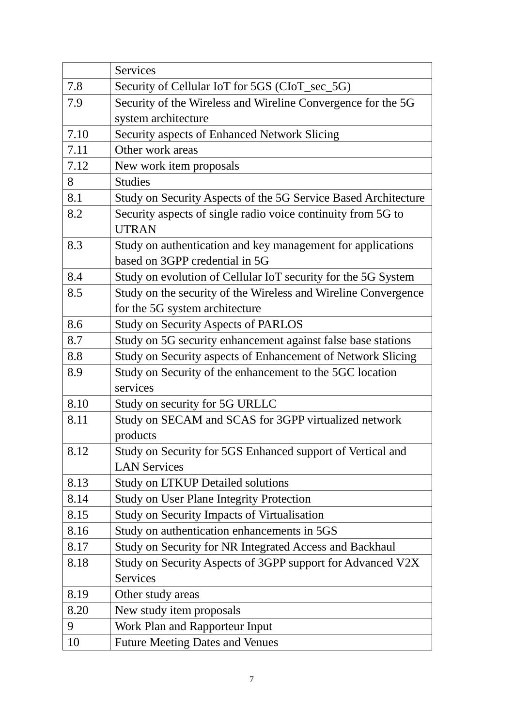|  | Services |
|---|---|
| 7.8 | Security of Cellular IoT for 5GS (CIoT_sec_5G) |
| 7.9 | Security of the Wireless and Wireline Convergence for the 5G system architecture |
| 7.10 | Security aspects of Enhanced Network Slicing |
| 7.11 | Other work areas |
| 7.12 | New work item proposals |
| 8 | Studies |
| 8.1 | Study on Security Aspects of the 5G Service Based Architecture |
| 8.2 | Security aspects of single radio voice continuity from 5G to UTRAN |
| 8.3 | Study on authentication and key management for applications based on 3GPP credential in 5G |
| 8.4 | Study on evolution of Cellular IoT security for the 5G System |
| 8.5 | Study on the security of the Wireless and Wireline Convergence for the 5G system architecture |
| 8.6 | Study on Security Aspects of PARLOS |
| 8.7 | Study on 5G security enhancement against false base stations |
| 8.8 | Study on Security aspects of Enhancement of Network Slicing |
| 8.9 | Study on Security of the enhancement to the 5GC location services |
| 8.10 | Study on security for 5G URLLC |
| 8.11 | Study on SECAM and SCAS for 3GPP virtualized network products |
| 8.12 | Study on Security for 5GS Enhanced support of Vertical and LAN Services |
| 8.13 | Study on LTKUP Detailed solutions |
| 8.14 | Study on User Plane Integrity Protection |
| 8.15 | Study on Security Impacts of Virtualisation |
| 8.16 | Study on authentication enhancements in 5GS |
| 8.17 | Study on Security for NR Integrated Access and Backhaul |
| 8.18 | Study on Security Aspects of 3GPP support for Advanced V2X Services |
| 8.19 | Other study areas |
| 8.20 | New study item proposals |
| 9 | Work Plan and Rapporteur Input |
| 10 | Future Meeting Dates and Venues |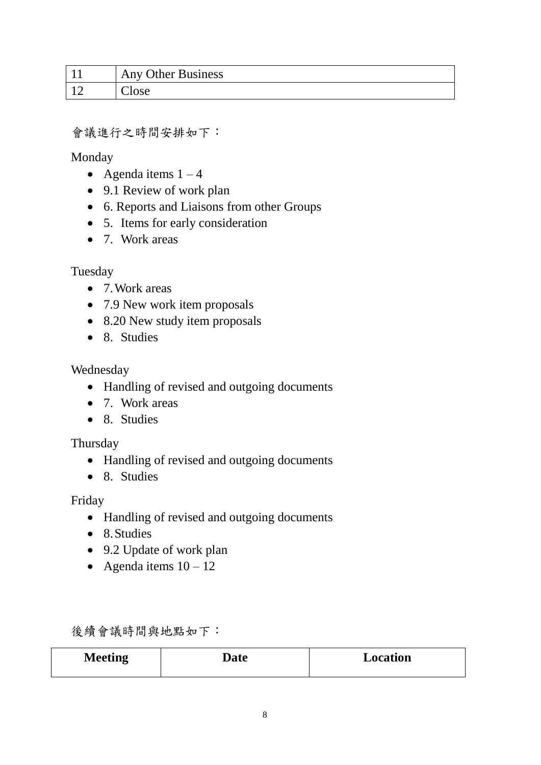| 11 | Any Other Business |
|---|---|
| 12 | Close |

會議進行之時間安排如下：

Monday

- Agenda items 1 – 4
- 9.1 Review of work plan
- 6. Reports and Liaisons from other Groups
- 5. Items for early consideration
- 7. Work areas

Tuesday

- 7. Work areas
- 7.9 New work item proposals
- 8.20 New study item proposals
- 8. Studies

Wednesday

- Handling of revised and outgoing documents
- 7. Work areas
- 8. Studies

Thursday

- Handling of revised and outgoing documents
- 8. Studies

Friday

- Handling of revised and outgoing documents
- 8. Studies
- 9.2 Update of work plan
- Agenda items 10 – 12

後續會議時間與地點如下：

| **Meeting** | **Date** | **Location** |
|---|---|---|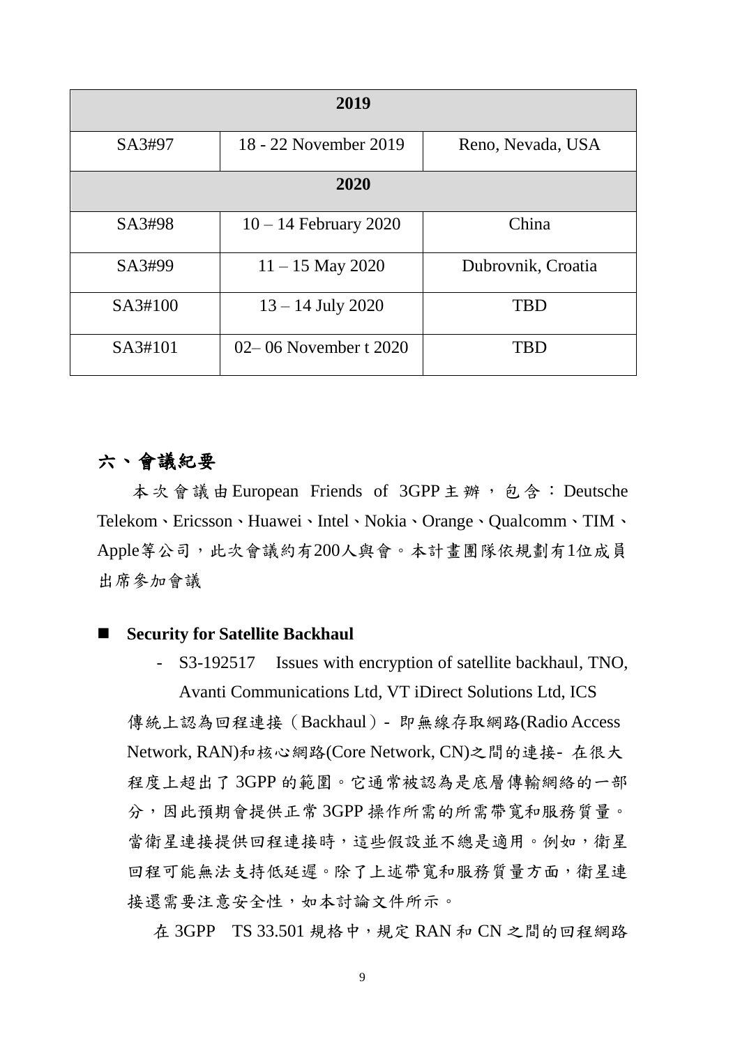| 2019 | | |
|---|---|---|
| SA3#97 | 18 - 22 November 2019 | Reno, Nevada, USA |
| **2020** | | |
| SA3#98 | 10 – 14 February 2020 | China |
| SA3#99 | 11 – 15 May 2020 | Dubrovnik, Croatia |
| SA3#100 | 13 – 14 July 2020 | TBD |
| SA3#101 | 02– 06 November t 2020 | TBD |

## 六、會議紀要

本次會議由European Friends of 3GPP主辦，包含：Deutsche Telekom、Ericsson、Huawei、Intel、Nokia、Orange、Qualcomm、TIM、Apple等公司，此次會議約有200人與會。本計畫團隊依規劃有1位成員出席參加會議

- **Security for Satellite Backhaul**
  - S3-192517 Issues with encryption of satellite backhaul, TNO, Avanti Communications Ltd, VT iDirect Solutions Ltd, ICS

傳統上認為回程連接（Backhaul）- 即無線存取網路(Radio Access Network, RAN)和核心網路(Core Network, CN)之間的連接- 在很大程度上超出了 3GPP 的範圍。它通常被認為是底層傳輸網絡的一部分，因此預期會提供正常 3GPP 操作所需的所需帶寬和服務質量。當衛星連接提供回程連接時，這些假設並不總是適用。例如，衛星回程可能無法支持低延遲。除了上述帶寬和服務質量方面，衛星連接還需要注意安全性，如本討論文件所示。

在 3GPP TS 33.501 規格中，規定 RAN 和 CN 之間的回程網路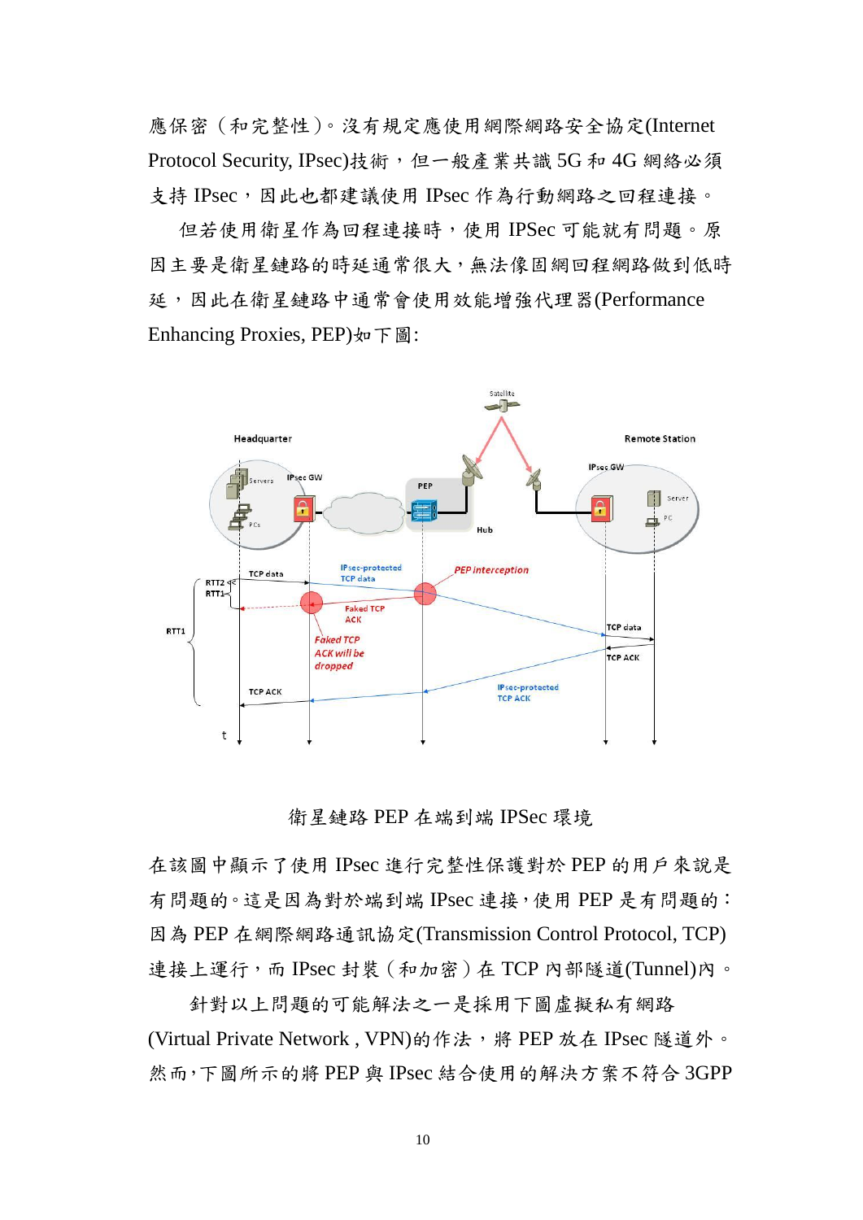應保密（和完整性）。沒有規定應使用網際網路安全協定(Internet Protocol Security, IPsec)技術，但一般產業共識 5G 和 4G 網絡必須支持 IPsec，因此也都建議使用 IPsec 作為行動網路之回程連接。

但若使用衛星作為回程連接時，使用 IPSec 可能就有問題。原因主要是衛星鏈路的時延通常很大，無法像固網回程網路做到低時延，因此在衛星鏈路中通常會使用效能增強代理器(Performance Enhancing Proxies, PEP)如下圖:

衛星鏈路 PEP 在端到端 IPSec 環境

在該圖中顯示了使用 IPsec 進行完整性保護對於 PEP 的用戶來說是有問題的。這是因為對於端到端 IPsec 連接，使用 PEP 是有問題的：因為 PEP 在網際網路通訊協定(Transmission Control Protocol, TCP)連接上運行，而 IPsec 封裝（和加密）在 TCP 內部隧道(Tunnel)內。

針對以上問題的可能解法之一是採用下圖虛擬私有網路(Virtual Private Network , VPN)的作法，將 PEP 放在 IPsec 隧道外。然而，下圖所示的將 PEP 與 IPsec 結合使用的解決方案不符合 3GPP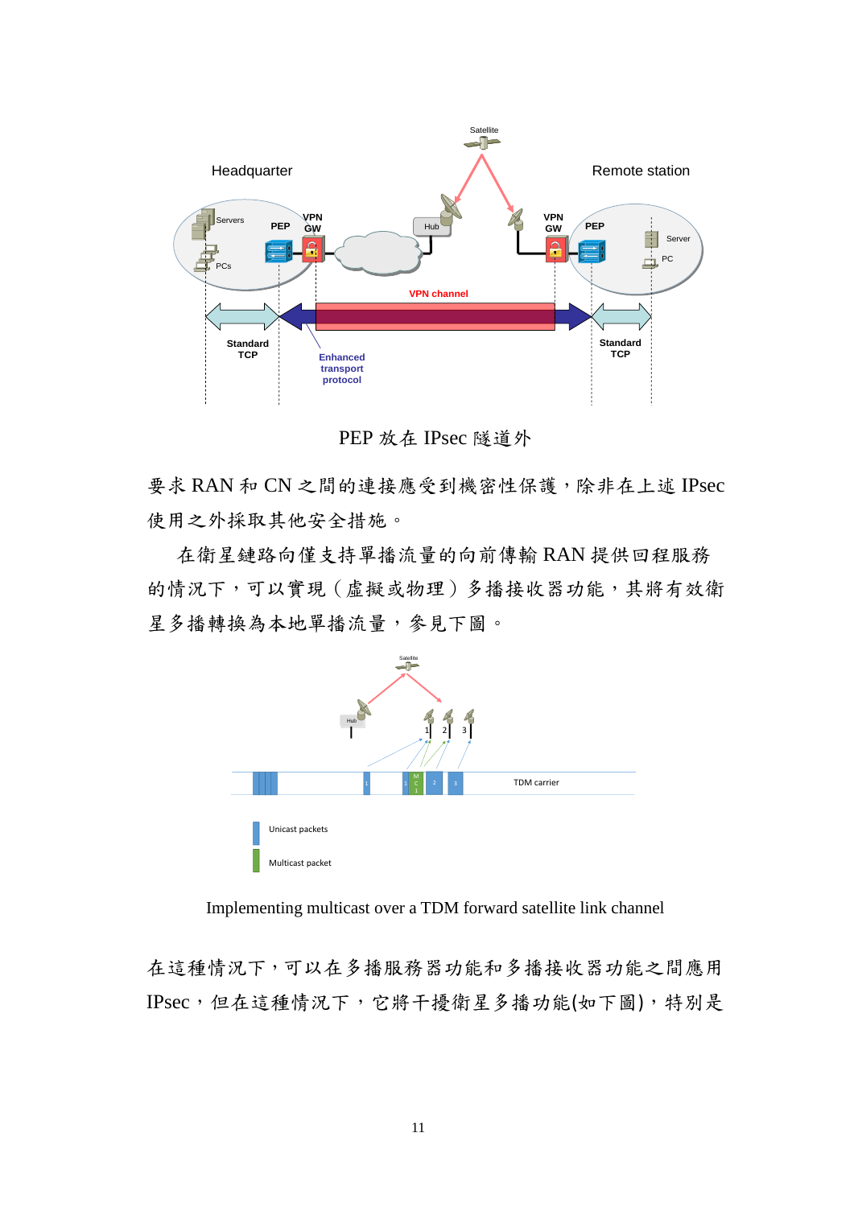PEP 放在 IPsec 隧道外

要求 RAN 和 CN 之間的連接應受到機密性保護，除非在上述 IPsec 使用之外採取其他安全措施。

在衛星鏈路向僅支持單播流量的向前傳輸 RAN 提供回程服務的情況下，可以實現（虛擬或物理）多播接收器功能，其將有效衛星多播轉換為本地單播流量，參見下圖。

Implementing multicast over a TDM forward satellite link channel

在這種情況下，可以在多播服務器功能和多播接收器功能之間應用 IPsec，但在這種情況下，它將干擾衛星多播功能(如下圖)，特別是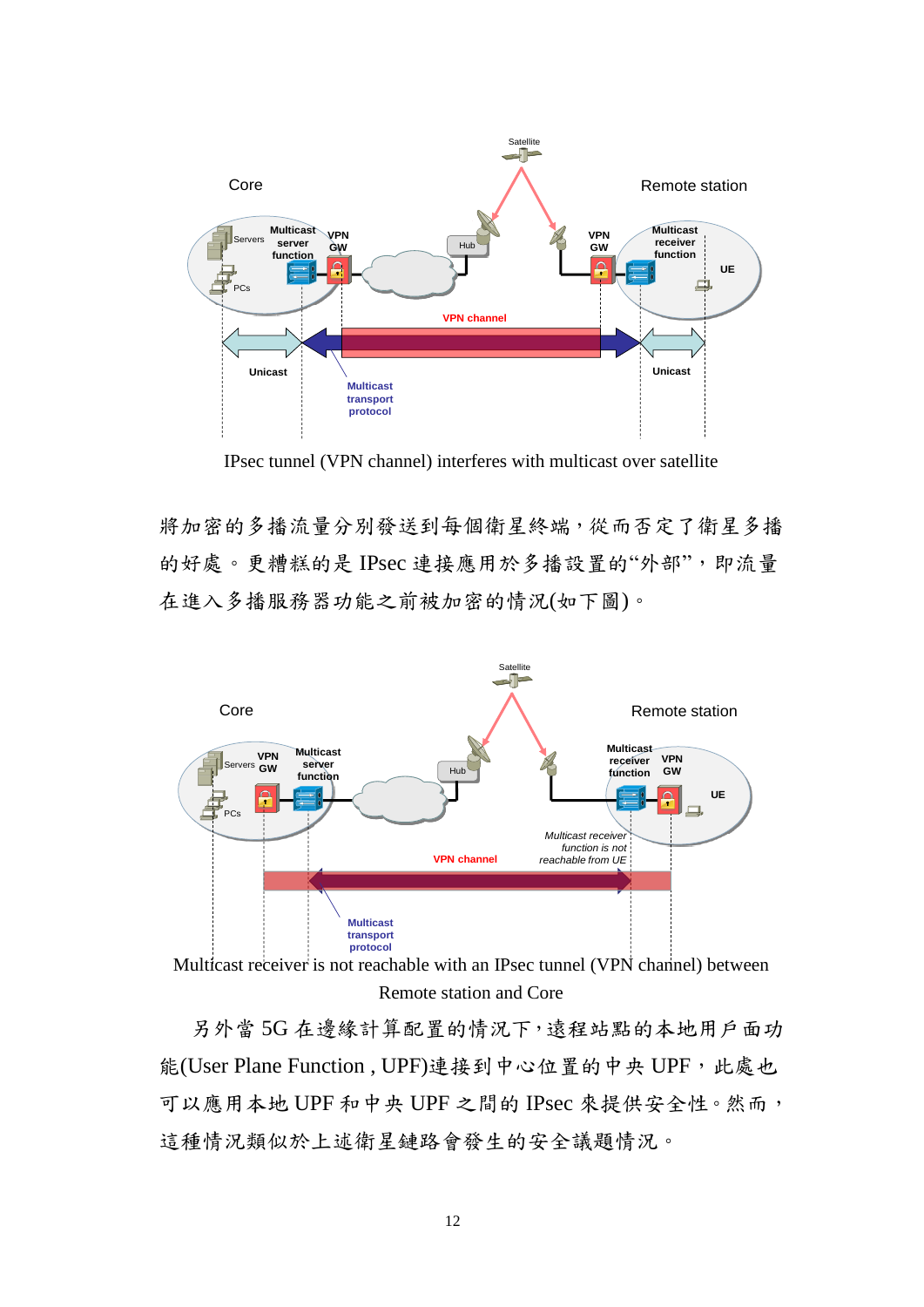IPsec tunnel (VPN channel) interferes with multicast over satellite

將加密的多播流量分別發送到每個衛星終端，從而否定了衛星多播的好處。更糟糕的是 IPsec 連接應用於多播設置的"外部"，即流量在進入多播服務器功能之前被加密的情況(如下圖)。

Multicast receiver is not reachable with an IPsec tunnel (VPN channel) between Remote station and Core

另外當 5G 在邊緣計算配置的情況下，遠程站點的本地用戶面功能(User Plane Function , UPF)連接到中心位置的中央 UPF，此處也可以應用本地 UPF 和中央 UPF 之間的 IPsec 來提供安全性。然而，這種情況類似於上述衛星鏈路會發生的安全議題情況。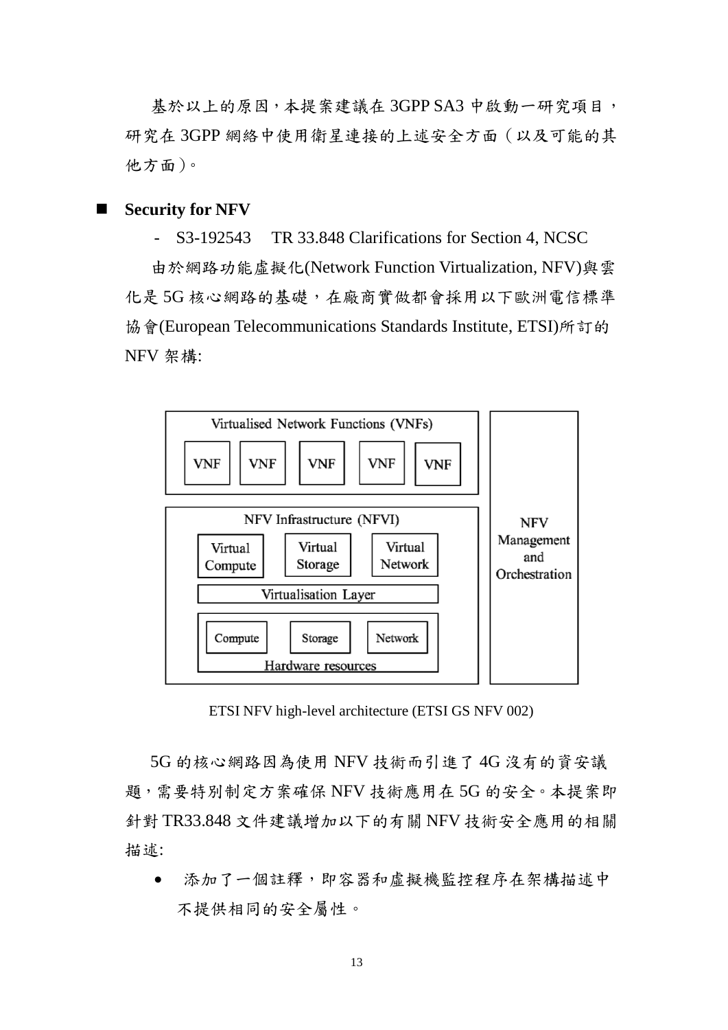基於以上的原因，本提案建議在 3GPP SA3 中啟動一研究項目，研究在 3GPP 網絡中使用衛星連接的上述安全方面（以及可能的其他方面）。

- **Security for NFV**

  - S3-192543　TR 33.848 Clarifications for Section 4, NCSC

由於網路功能虛擬化(Network Function Virtualization, NFV)與雲化是 5G 核心網路的基礎，在廠商實做都會採用以下歐洲電信標準協會(European Telecommunications Standards Institute, ETSI)所訂的 NFV 架構:

| Virtualised Network Functions (VNFs) | | | | | NFV Management and Orchestration |
|---|---|---|---|---|---|
| VNF | VNF | VNF | VNF | VNF | |
| NFV Infrastructure (NFVI) | | | | | |
| Virtual Compute | Virtual Storage | Virtual Network | | | |
| Virtualisation Layer | | | | | |
| Compute | Storage | Network | | | |
| Hardware resources | | | | | |

ETSI NFV high-level architecture (ETSI GS NFV 002)

5G 的核心網路因為使用 NFV 技術而引進了 4G 沒有的資安議題，需要特別制定方案確保 NFV 技術應用在 5G 的安全。本提案即針對 TR33.848 文件建議增加以下的有關 NFV 技術安全應用的相關描述:

- 添加了一個註釋，即容器和虛擬機監控程序在架構描述中不提供相同的安全屬性。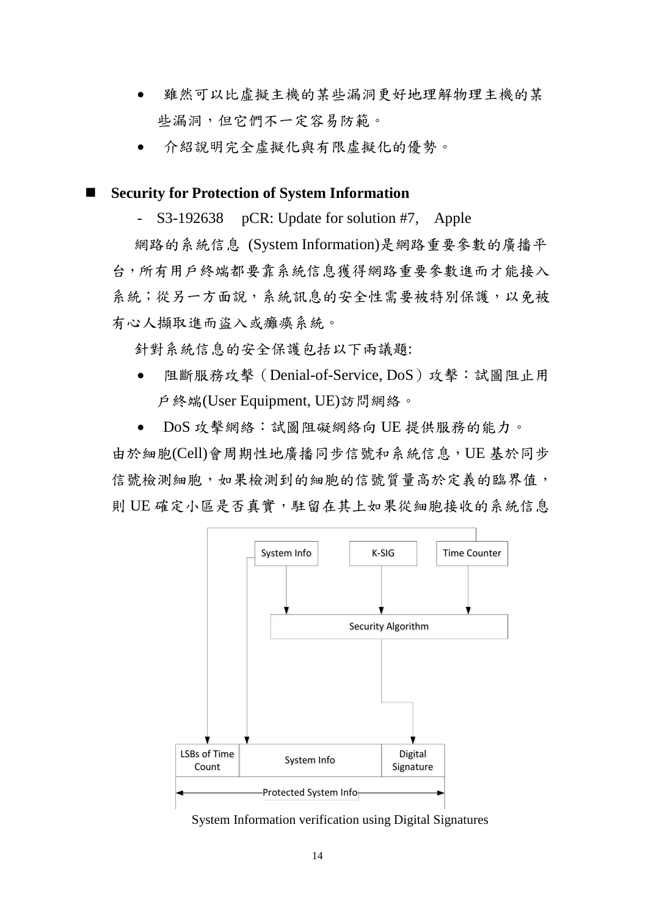- 雖然可以比虛擬主機的某些漏洞更好地理解物理主機的某些漏洞，但它們不一定容易防範。
- 介紹說明完全虛擬化與有限虛擬化的優勢。

## ■ Security for Protection of System Information

- S3-192638　pCR: Update for solution #7,　Apple

網路的系統信息 (System Information)是網路重要參數的廣播平台，所有用戶終端都要靠系統信息獲得網路重要參數進而才能接入系統；從另一方面說，系統訊息的安全性需要被特別保護，以免被有心人擷取進而盜入或癱瘓系統。

針對系統信息的安全保護包括以下兩議題:

- 阻斷服務攻擊（Denial-of-Service, DoS）攻擊：試圖阻止用戶終端(User Equipment, UE)訪問網絡。
- DoS 攻擊網絡：試圖阻礙網絡向 UE 提供服務的能力。

由於細胞(Cell)會周期性地廣播同步信號和系統信息，UE 基於同步信號檢測細胞，如果檢測到的細胞的信號質量高於定義的臨界值，則 UE 確定小區是否真實，駐留在其上如果從細胞接收的系統信息

System Info　K-SIG　Time Counter

Security Algorithm

| LSBs of Time Count | System Info | Digital Signature |
| --- | --- | --- |

Protected System Info

System Information verification using Digital Signatures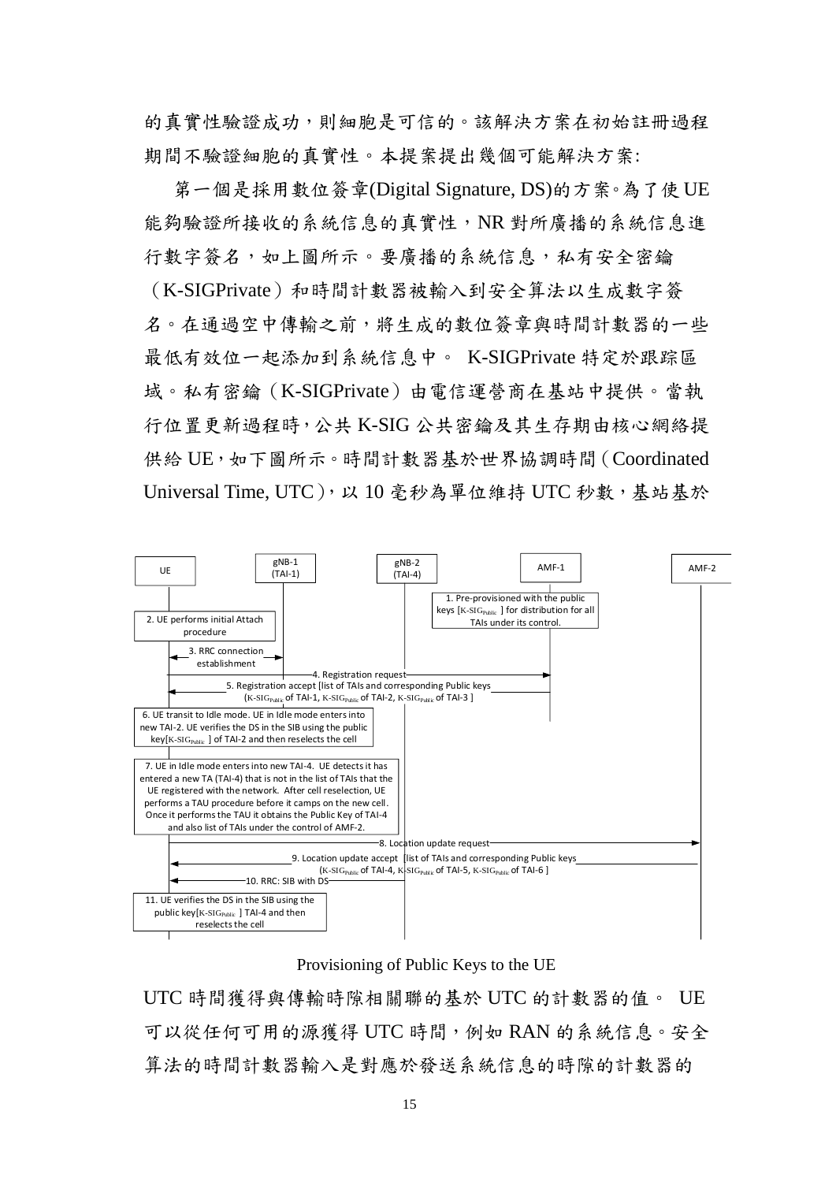的真實性驗證成功，則細胞是可信的。該解決方案在初始註冊過程期間不驗證細胞的真實性。本提案提出幾個可能解決方案:

第一個是採用數位簽章(Digital Signature, DS)的方案。為了使 UE 能夠驗證所接收的系統信息的真實性，NR 對所廣播的系統信息進行數字簽名，如上圖所示。要廣播的系統信息，私有安全密鑰（K-SIGPrivate）和時間計數器被輸入到安全算法以生成數字簽名。在通過空中傳輸之前，將生成的數位簽章與時間計數器的一些最低有效位一起添加到系統信息中。 K-SIGPrivate 特定於跟踪區域。私有密鑰（K-SIGPrivate）由電信運營商在基站中提供。當執行位置更新過程時，公共 K-SIG 公共密鑰及其生存期由核心網絡提供給 UE，如下圖所示。時間計數器基於世界協調時間（Coordinated Universal Time, UTC），以 10 毫秒為單位維持 UTC 秒數，基站基於

UE | gNB-1 (TAI-1) | gNB-2 (TAI-4) | AMF-1 | AMF-2

1. Pre-provisioned with the public keys [K-SIG$_{Public}$ ] for distribution for all TAIs under its control.
2. UE performs initial Attach procedure
3. RRC connection establishment
4. Registration request
5. Registration accept [list of TAIs and corresponding Public keys (K-SIG$_{Public}$ of TAI-1, K-SIG$_{Public}$ of TAI-2, K-SIG$_{Public}$ of TAI-3 ]
6. UE transit to Idle mode. UE in Idle mode enters into new TAI-2. UE verifies the DS in the SIB using the public key[K-SIG$_{Public}$ ] of TAI-2 and then reselects the cell
7. UE in Idle mode enters into new TAI-4. UE detects it has entered a new TA (TAI-4) that is not in the list of TAIs that the UE registered with the network. After cell reselection, UE performs a TAU procedure before it camps on the new cell. Once it performs the TAU it obtains the Public Key of TAI-4 and also list of TAIs under the control of AMF-2.
8. Location update request
9. Location update accept [list of TAIs and corresponding Public keys (K-SIG$_{Public}$ of TAI-4, K-SIG$_{Public}$ of TAI-5, K-SIG$_{Public}$ of TAI-6 ]
10. RRC: SIB with DS
11. UE verifies the DS in the SIB using the public key[K-SIG$_{Public}$ ] TAI-4 and then reselects the cell

Provisioning of Public Keys to the UE

UTC 時間獲得與傳輸時隙相關聯的基於 UTC 的計數器的值。 UE 可以從任何可用的源獲得 UTC 時間，例如 RAN 的系統信息。安全算法的時間計數器輸入是對應於發送系統信息的時隙的計數器的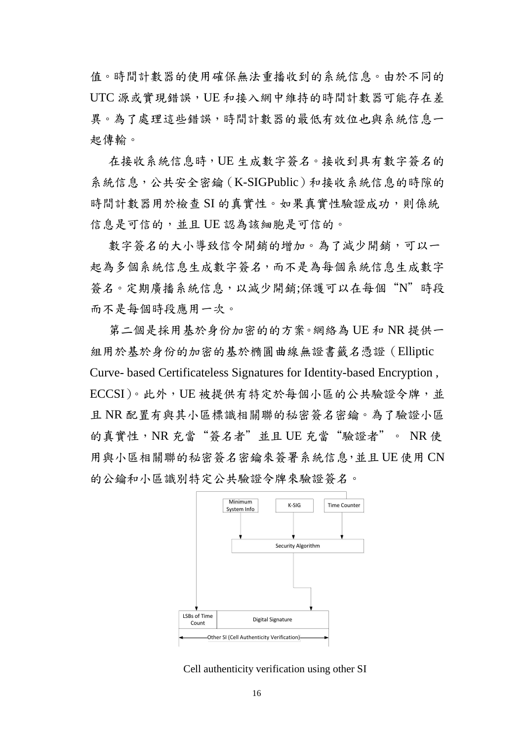值。時間計數器的使用確保無法重播收到的系統信息。由於不同的 UTC 源或實現錯誤，UE 和接入網中維持的時間計數器可能存在差異。為了處理這些錯誤，時間計數器的最低有效位也與系統信息一起傳輸。

在接收系統信息時，UE 生成數字簽名。接收到具有數字簽名的系統信息，公共安全密鑰（K-SIGPublic）和接收系統信息的時隙的時間計數器用於檢查 SI 的真實性。如果真實性驗證成功，則係統信息是可信的，並且 UE 認為該細胞是可信的。

數字簽名的大小導致信令開銷的增加。為了減少開銷，可以一起為多個系統信息生成數字簽名，而不是為每個系統信息生成數字簽名。定期廣播系統信息，以減少開銷;保護可以在每個“N”時段而不是每個時段應用一次。

第二個是採用基於身份加密的的方案。網絡為 UE 和 NR 提供一組用於基於身份的加密的基於橢圓曲線無證書籤名憑證（Elliptic Curve- based Certificateless Signatures for Identity-based Encryption , ECCSI）。此外，UE 被提供有特定於每個小區的公共驗證令牌，並且 NR 配置有與其小區標識相關聯的秘密簽名密鑰。為了驗證小區的真實性，NR 充當“簽名者”並且 UE 充當“驗證者”。 NR 使用與小區相關聯的秘密簽名密鑰來簽署系統信息，並且 UE 使用 CN 的公鑰和小區識別特定公共驗證令牌來驗證簽名。

Minimum System Info | K-SIG | Time Counter → Security Algorithm → LSBs of Time Count | Digital Signature — Other SI (Cell Authenticity Verification)

Cell authenticity verification using other SI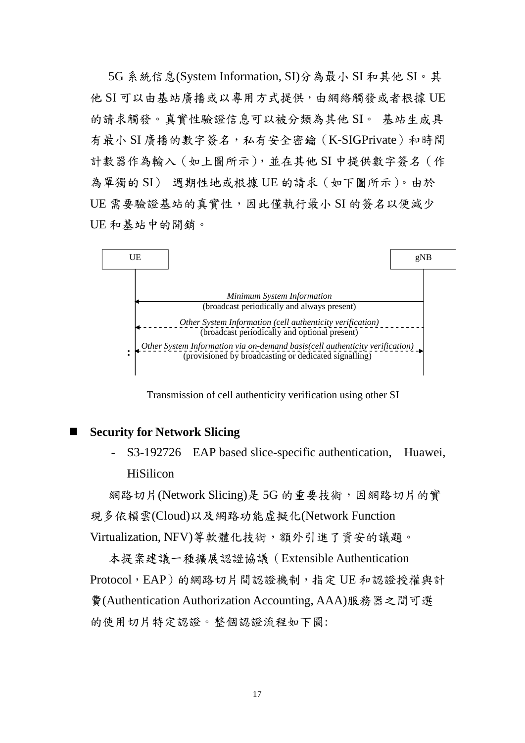5G 系統信息(System Information, SI)分為最小 SI 和其他 SI。其他 SI 可以由基站廣播或以專用方式提供，由網絡觸發或者根據 UE 的請求觸發。真實性驗證信息可以被分類為其他 SI。 基站生成具有最小 SI 廣播的數字簽名，私有安全密鑰（K-SIGPrivate）和時間計數器作為輸入（如上圖所示），並在其他 SI 中提供數字簽名（作為單獨的 SI） 週期性地或根據 UE 的請求（如下圖所示）。由於 UE 需要驗證基站的真實性，因此僅執行最小 SI 的簽名以便減少 UE 和基站中的開銷。

UE | gNB

*Minimum System Information* (broadcast periodically and always present)

*Other System Information (cell authenticity verification)* (broadcast periodically and optional present)

*Other System Information via on-demand basis(cell authenticity verification)* (provisioned by broadcasting or dedicated signalling)

Transmission of cell authenticity verification using other SI

- **Security for Network Slicing**
  - S3-192726 EAP based slice-specific authentication, Huawei, HiSilicon

網路切片(Network Slicing)是 5G 的重要技術，因網路切片的實現多依賴雲(Cloud)以及網路功能虛擬化(Network Function Virtualization, NFV)等軟體化技術，額外引進了資安的議題。

本提案建議一種擴展認證協議（Extensible Authentication Protocol，EAP）的網路切片間認證機制，指定 UE 和認證授權與計費(Authentication Authorization Accounting, AAA)服務器之間可選的使用切片特定認證。整個認證流程如下圖: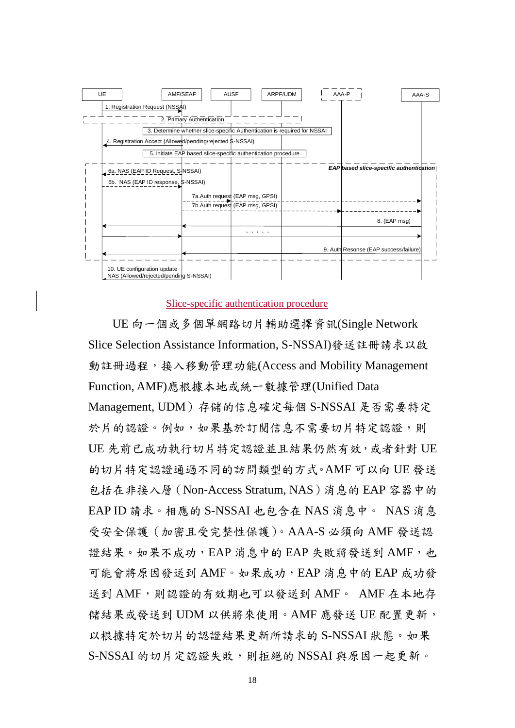UE | AMF/SEAF | AUSF | ARPF/UDM | AAA-P | AAA-S

1. Registration Request (NSSAI)

2. Primary Authentication

3. Determine whether slice-specific Authentication is required for NSSAI

4. Registration Accept (Allowed/pending/rejected S-NSSAI)

5. Initiate EAP based slice-specific authentication procedure

*EAP based slice-specific authentication*

6a. NAS (EAP ID Request, S-NSSAI)

6b. NAS (EAP ID response, S-NSSAI)

7a.Auth request (EAP msg, GPSI)

7b.Auth request (EAP msg, GPSI)

8. (EAP msg)

. . . . .

9. Auth Resonse (EAP success/failure)

10. UE configuration update NAS (Allowed/rejected/pending S-NSSAI)

Slice-specific authentication procedure

UE 向一個或多個單網路切片輔助選擇資訊(Single Network Slice Selection Assistance Information, S-NSSAI)發送註冊請求以啟動註冊過程，接入移動管理功能(Access and Mobility Management Function, AMF)應根據本地或統一數據管理(Unified Data Management, UDM）存儲的信息確定每個 S-NSSAI 是否需要特定於片的認證。例如，如果基於訂閱信息不需要切片特定認證，則 UE 先前已成功執行切片特定認證並且結果仍然有效，或者針對 UE 的切片特定認證通過不同的訪問類型的方式。AMF 可以向 UE 發送包括在非接入層（Non-Access Stratum, NAS）消息的 EAP 容器中的 EAP ID 請求。相應的 S-NSSAI 也包含在 NAS 消息中。 NAS 消息受安全保護（加密且受完整性保護）。AAA-S 必須向 AMF 發送認證結果。如果不成功，EAP 消息中的 EAP 失敗將發送到 AMF，也可能會將原因發送到 AMF。如果成功，EAP 消息中的 EAP 成功發送到 AMF，則認證的有效期也可以發送到 AMF。 AMF 在本地存儲結果或發送到 UDM 以供將來使用。AMF 應發送 UE 配置更新，以根據特定於切片的認證結果更新所請求的 S-NSSAI 狀態。如果 S-NSSAI 的切片定認證失敗，則拒絕的 NSSAI 與原因一起更新。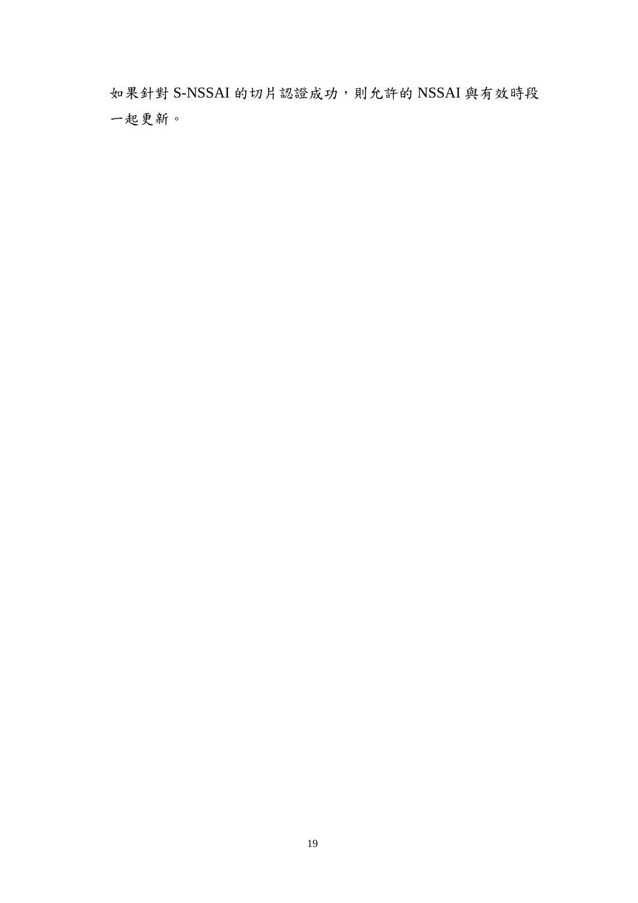如果針對 S-NSSAI 的切片認證成功，則允許的 NSSAI 與有效時段一起更新。